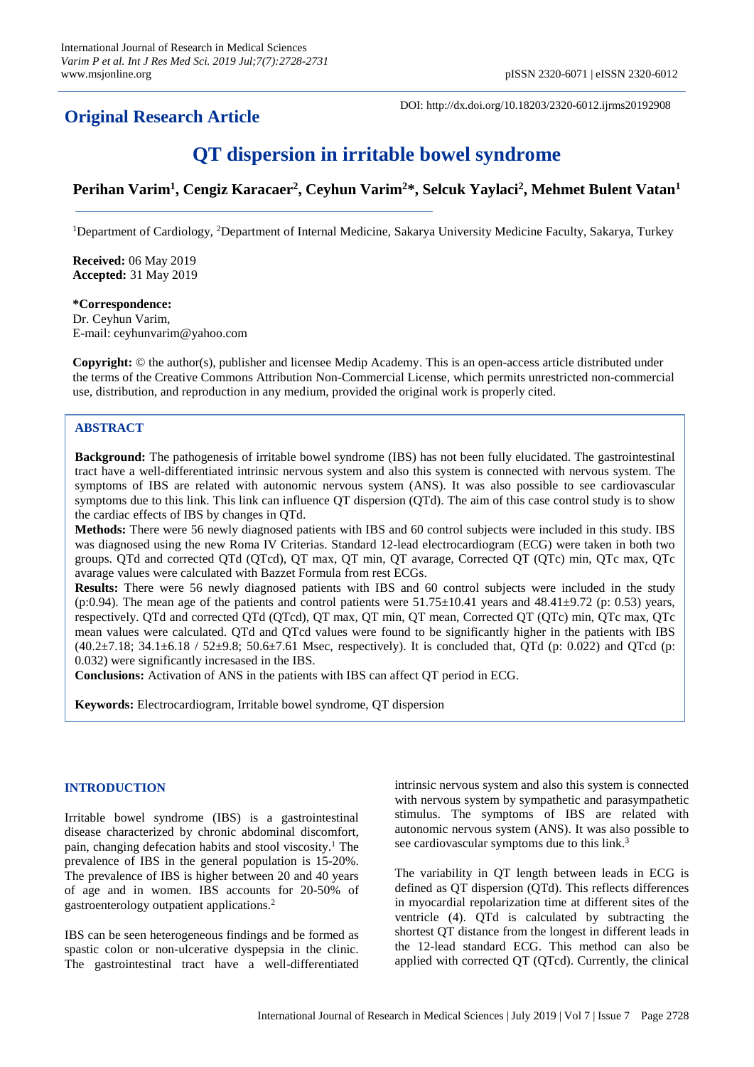**Original Research Article**

DOI: http://dx.doi.org/10.18203/2320-6012.ijrms20192908

# QT dispersion in irritable bowel syndrome

**Perihan Varim[1], Cengiz Karacaer[2], Ceyhun Varim[2]*, Selcuk Yaylaci[2], Mehmet Bulent Vatan[1]**

[1]Department of Cardiology, [2]Department of Internal Medicine, Sakarya University Medicine Faculty, Sakarya, Turkey

**Received:** 06 May 2019
**Accepted:** 31 May 2019

**\*Correspondence:**
Dr. Ceyhun Varim,
E-mail: ceyhunvarim@yahoo.com

**Copyright:** © the author(s), publisher and licensee Medip Academy. This is an open-access article distributed under the terms of the Creative Commons Attribution Non-Commercial License, which permits unrestricted non-commercial use, distribution, and reproduction in any medium, provided the original work is properly cited.

## ABSTRACT

**Background:** The pathogenesis of irritable bowel syndrome (IBS) has not been fully elucidated. The gastrointestinal tract have a well-differentiated intrinsic nervous system and also this system is connected with nervous system. The symptoms of IBS are related with autonomic nervous system (ANS). It was also possible to see cardiovascular symptoms due to this link. This link can influence QT dispersion (QTd). The aim of this case control study is to show the cardiac effects of IBS by changes in QTd.

**Methods:** There were 56 newly diagnosed patients with IBS and 60 control subjects were included in this study. IBS was diagnosed using the new Roma IV Criterias. Standard 12-lead electrocardiogram (ECG) were taken in both two groups. QTd and corrected QTd (QTcd), QT max, QT min, QT avarage, Corrected QT (QTc) min, QTc max, QTc avarage values were calculated with Bazzet Formula from rest ECGs.

**Results:** There were 56 newly diagnosed patients with IBS and 60 control subjects were included in the study (p:0.94). The mean age of the patients and control patients were 51.75±10.41 years and 48.41±9.72 (p: 0.53) years, respectively. QTd and corrected QTd (QTcd), QT max, QT min, QT mean, Corrected QT (QTc) min, QTc max, QTc mean values were calculated. QTd and QTcd values were found to be significantly higher in the patients with IBS (40.2±7.18; 34.1±6.18 / 52±9.8; 50.6±7.61 Msec, respectively). It is concluded that, QTd (p: 0.022) and QTcd (p: 0.032) were significantly incresased in the IBS.

**Conclusions:** Activation of ANS in the patients with IBS can affect QT period in ECG.

**Keywords:** Electrocardiogram, Irritable bowel syndrome, QT dispersion

## INTRODUCTION

Irritable bowel syndrome (IBS) is a gastrointestinal disease characterized by chronic abdominal discomfort, pain, changing defecation habits and stool viscosity.[1] The prevalence of IBS in the general population is 15-20%. The prevalence of IBS is higher between 20 and 40 years of age and in women. IBS accounts for 20-50% of gastroenterology outpatient applications.[2]

IBS can be seen heterogeneous findings and be formed as spastic colon or non-ulcerative dyspepsia in the clinic. The gastrointestinal tract have a well-differentiated intrinsic nervous system and also this system is connected with nervous system by sympathetic and parasympathetic stimulus. The symptoms of IBS are related with autonomic nervous system (ANS). It was also possible to see cardiovascular symptoms due to this link.[3]

The variability in QT length between leads in ECG is defined as QT dispersion (QTd). This reflects differences in myocardial repolarization time at different sites of the ventricle (4). QTd is calculated by subtracting the shortest QT distance from the longest in different leads in the 12-lead standard ECG. This method can also be applied with corrected QT (QTcd). Currently, the clinical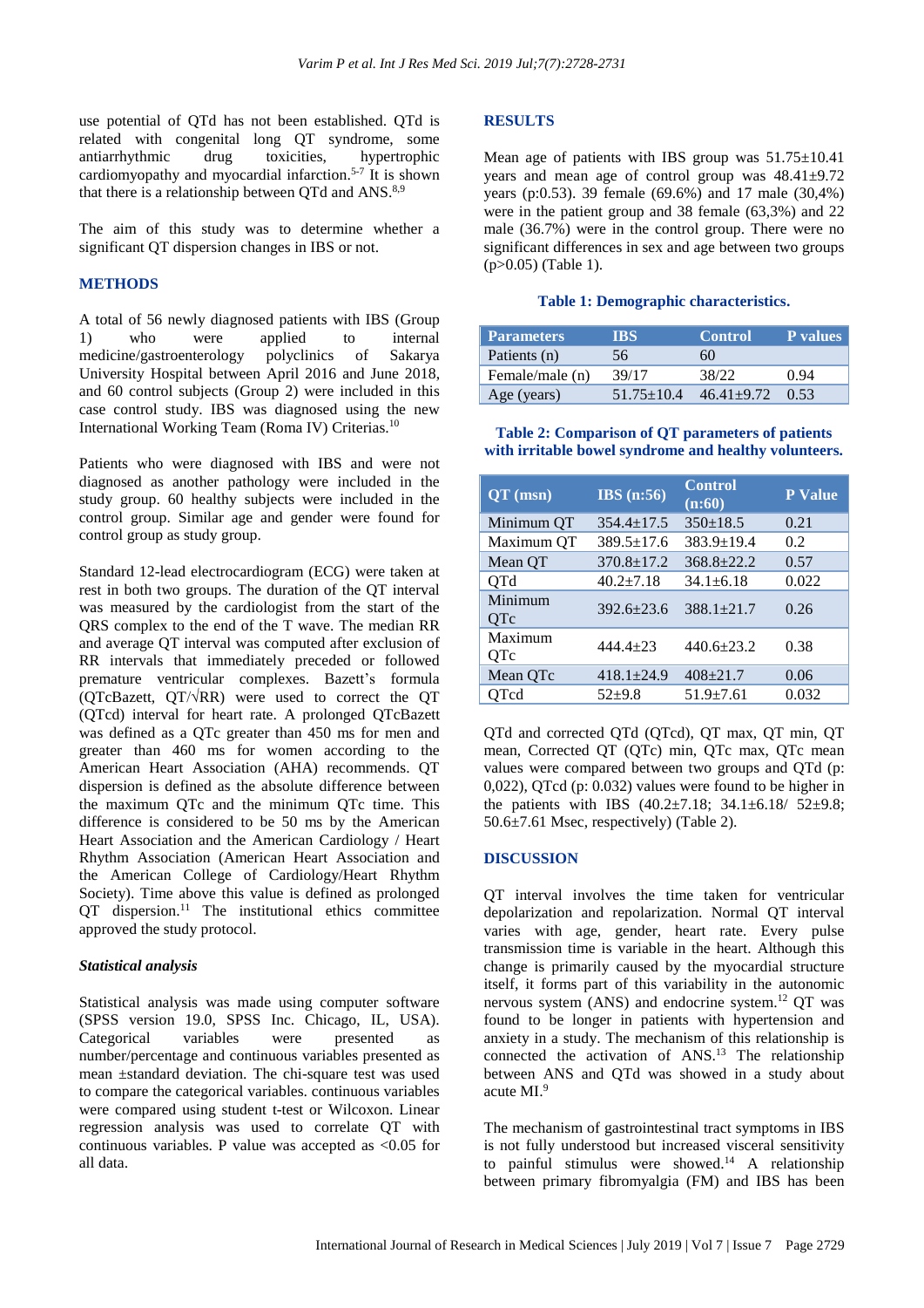use potential of QTd has not been established. QTd is related with congenital long QT syndrome, some antiarrhythmic drug toxicities, hypertrophic cardiomyopathy and myocardial infarction.[5-7] It is shown that there is a relationship between QTd and ANS.[8,9]

The aim of this study was to determine whether a significant QT dispersion changes in IBS or not.

## METHODS

A total of 56 newly diagnosed patients with IBS (Group 1) who were applied to internal medicine/gastroenterology polyclinics of Sakarya University Hospital between April 2016 and June 2018, and 60 control subjects (Group 2) were included in this case control study. IBS was diagnosed using the new International Working Team (Roma IV) Criterias.[10]

Patients who were diagnosed with IBS and were not diagnosed as another pathology were included in the study group. 60 healthy subjects were included in the control group. Similar age and gender were found for control group as study group.

Standard 12-lead electrocardiogram (ECG) were taken at rest in both two groups. The duration of the QT interval was measured by the cardiologist from the start of the QRS complex to the end of the T wave. The median RR and average QT interval was computed after exclusion of RR intervals that immediately preceded or followed premature ventricular complexes. Bazett's formula (QTcBazett, QT/√RR) were used to correct the QT (QTc) interval for heart rate. A prolonged QTcBazett was defined as a QTc greater than 450 ms for men and greater than 460 ms for women according to the American Heart Association (AHA) recommends. QT dispersion is defined as the absolute difference between the maximum QTc and the minimum QTc time. This difference is considered to be 50 ms by the American Heart Association and the American Cardiology / Heart Rhythm Association (American Heart Association and the American College of Cardiology/Heart Rhythm Society). Time above this value is defined as prolonged QT dispersion.[11] The institutional ethics committee approved the study protocol.

### *Statistical analysis*

Statistical analysis was made using computer software (SPSS version 19.0, SPSS Inc. Chicago, IL, USA). Categorical variables were presented as number/percentage and continuous variables presented as mean ±standard deviation. The chi-square test was used to compare the categorical variables. continuous variables were compared using student t-test or Wilcoxon. Linear regression analysis was used to correlate QT with continuous variables. P value was accepted as <0.05 for all data.

## RESULTS

Mean age of patients with IBS group was 51.75±10.41 years and mean age of control group was 48.41±9.72 years (p:0.53). 39 female (69.6%) and 17 male (30,4%) were in the patient group and 38 female (63,3%) and 22 male (36.7%) were in the control group. There were no significant differences in sex and age between two groups (p>0.05) (Table 1).

**Table 1: Demographic characteristics.**

| Parameters | IBS | Control | P values |
|---|---|---|---|
| Patients (n) | 56 | 60 | |
| Female/male (n) | 39/17 | 38/22 | 0.94 |
| Age (years) | 51.75±10.4 | 46.41±9.72 | 0.53 |

**Table 2: Comparison of QT parameters of patients with irritable bowel syndrome and healthy volunteers.**

| QT (msn) | IBS (n:56) | Control (n:60) | P Value |
|---|---|---|---|
| Minimum QT | 354.4±17.5 | 350±18.5 | 0.21 |
| Maximum QT | 389.5±17.6 | 383.9±19.4 | 0.2 |
| Mean QT | 370.8±17.2 | 368.8±22.2 | 0.57 |
| QTd | 40.2±7.18 | 34.1±6.18 | 0.022 |
| Minimum QTc | 392.6±23.6 | 388.1±21.7 | 0.26 |
| Maximum QTc | 444.4±23 | 440.6±23.2 | 0.38 |
| Mean QTc | 418.1±24.9 | 408±21.7 | 0.06 |
| QTcd | 52±9.8 | 51.9±7.61 | 0.032 |

QTd and corrected QTd (QTcd), QT max, QT min, QT mean, Corrected QT (QTc) min, QTc max, QTc mean values were compared between two groups and QTd (p: 0,022), QTcd (p: 0.032) values were found to be higher in the patients with IBS (40.2±7.18; 34.1±6.18/ 52±9.8; 50.6±7.61 Msec, respectively) (Table 2).

## DISCUSSION

QT interval involves the time taken for ventricular depolarization and repolarization. Normal QT interval varies with age, gender, heart rate. Every pulse transmission time is variable in the heart. Although this change is primarily caused by the myocardial structure itself, it forms part of this variability in the autonomic nervous system (ANS) and endocrine system.[12] QT was found to be longer in patients with hypertension and anxiety in a study. The mechanism of this relationship is connected the activation of ANS.[13] The relationship between ANS and QTd was showed in a study about acute MI.[9]

The mechanism of gastrointestinal tract symptoms in IBS is not fully understood but increased visceral sensitivity to painful stimulus were showed.[14] A relationship between primary fibromyalgia (FM) and IBS has been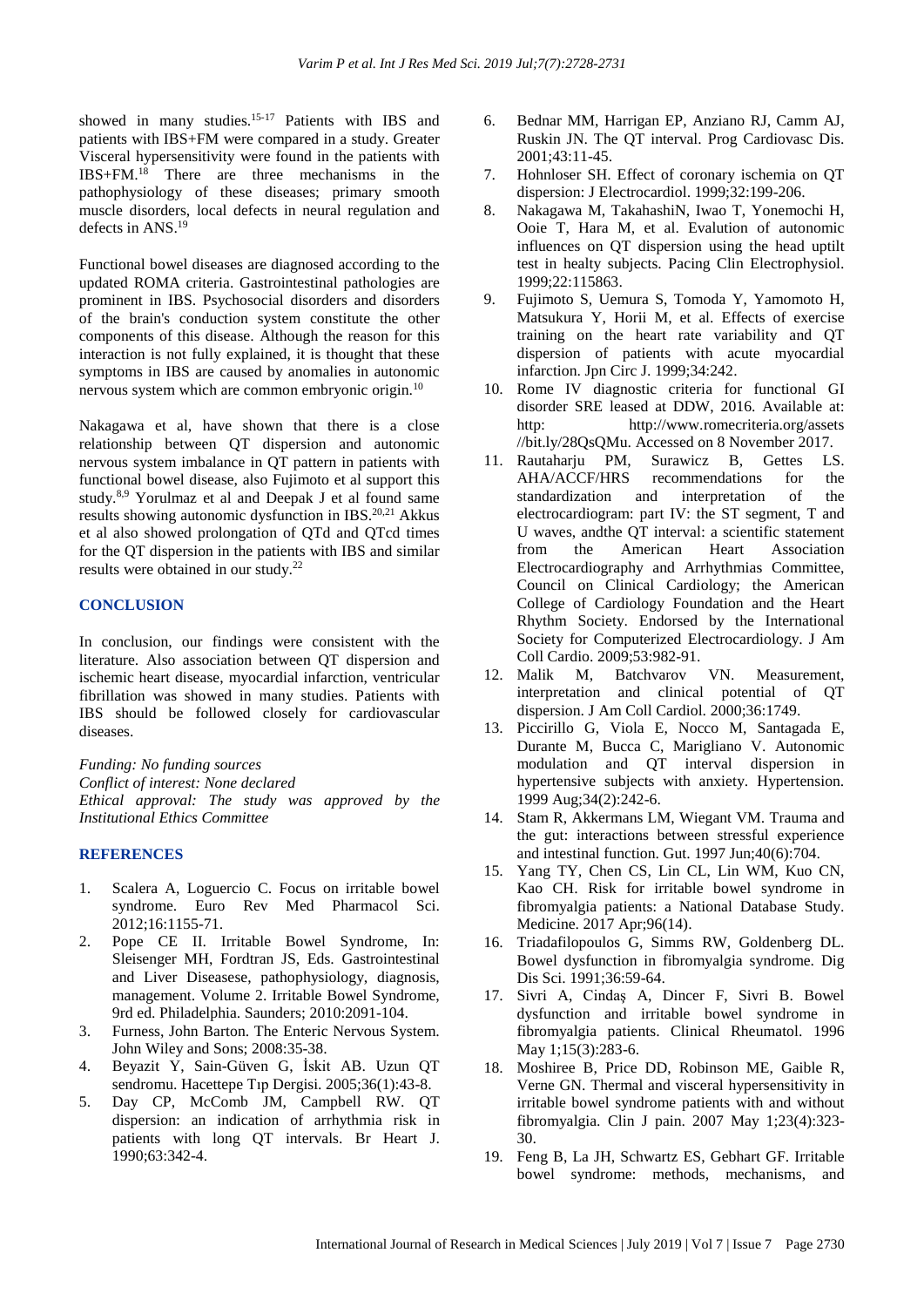showed in many studies.[15-17] Patients with IBS and patients with IBS+FM were compared in a study. Greater Visceral hypersensitivity were found in the patients with IBS+FM.[18] There are three mechanisms in the pathophysiology of these diseases; primary smooth muscle disorders, local defects in neural regulation and defects in ANS.[19]

Functional bowel diseases are diagnosed according to the updated ROMA criteria. Gastrointestinal pathologies are prominent in IBS. Psychosocial disorders and disorders of the brain's conduction system constitute the other components of this disease. Although the reason for this interaction is not fully explained, it is thought that these symptoms in IBS are caused by anomalies in autonomic nervous system which are common embryonic origin.[10]

Nakagawa et al, have shown that there is a close relationship between QT dispersion and autonomic nervous system imbalance in QT pattern in patients with functional bowel disease, also Fujimoto et al support this study.[8,9] Yorulmaz et al and Deepak J et al found same results showing autonomic dysfunction in IBS.[20,21] Akkus et al also showed prolongation of QTd and QTcd times for the QT dispersion in the patients with IBS and similar results were obtained in our study.[22]

## CONCLUSION

In conclusion, our findings were consistent with the literature. Also association between QT dispersion and ischemic heart disease, myocardial infarction, ventricular fibrillation was showed in many studies. Patients with IBS should be followed closely for cardiovascular diseases.

*Funding: No funding sources*
*Conflict of interest: None declared*
*Ethical approval: The study was approved by the Institutional Ethics Committee*

## REFERENCES

1. Scalera A, Loguercio C. Focus on irritable bowel syndrome. Euro Rev Med Pharmacol Sci. 2012;16:1155-71.
2. Pope CE II. Irritable Bowel Syndrome, In: Sleisenger MH, Fordtran JS, Eds. Gastrointestinal and Liver Diseasese, pathophysiology, diagnosis, management. Volume 2. Irritable Bowel Syndrome, 9rd ed. Philadelphia. Saunders; 2010:2091-104.
3. Furness, John Barton. The Enteric Nervous System. John Wiley and Sons; 2008:35-38.
4. Beyazit Y, Sain-Güven G, İskit AB. Uzun QT sendromu. Hacettepe Tıp Dergisi. 2005;36(1):43-8.
5. Day CP, McComb JM, Campbell RW. QT dispersion: an indication of arrhythmia risk in patients with long QT intervals. Br Heart J. 1990;63:342-4.
6. Bednar MM, Harrigan EP, Anziano RJ, Camm AJ, Ruskin JN. The QT interval. Prog Cardiovasc Dis. 2001;43:11-45.
7. Hohnloser SH. Effect of coronary ischemia on QT dispersion: J Electrocardiol. 1999;32:199-206.
8. Nakagawa M, TakahashiN, Iwao T, Yonemochi H, Ooie T, Hara M, et al. Evalution of autonomic influences on QT dispersion using the head uptilt test in healty subjects. Pacing Clin Electrophysiol. 1999;22:115863.
9. Fujimoto S, Uemura S, Tomoda Y, Yamomoto H, Matsukura Y, Horii M, et al. Effects of exercise training on the heart rate variability and QT dispersion of patients with acute myocardial infarction. Jpn Circ J. 1999;34:242.
10. Rome IV diagnostic criteria for functional GI disorder SRE leased at DDW, 2016. Available at: http: http://www.romecriteria.org/assets //bit.ly/28QsQMu. Accessed on 8 November 2017.
11. Rautaharju PM, Surawicz B, Gettes LS. AHA/ACCF/HRS recommendations for the standardization and interpretation of the electrocardiogram: part IV: the ST segment, T and U waves, andthe QT interval: a scientific statement from the American Heart Association Electrocardiography and Arrhythmias Committee, Council on Clinical Cardiology; the American College of Cardiology Foundation and the Heart Rhythm Society. Endorsed by the International Society for Computerized Electrocardiology. J Am Coll Cardio. 2009;53:982-91.
12. Malik M, Batchvarov VN. Measurement, interpretation and clinical potential of QT dispersion. J Am Coll Cardiol. 2000;36:1749.
13. Piccirillo G, Viola E, Nocco M, Santagada E, Durante M, Bucca C, Marigliano V. Autonomic modulation and QT interval dispersion in hypertensive subjects with anxiety. Hypertension. 1999 Aug;34(2):242-6.
14. Stam R, Akkermans LM, Wiegant VM. Trauma and the gut: interactions between stressful experience and intestinal function. Gut. 1997 Jun;40(6):704.
15. Yang TY, Chen CS, Lin CL, Lin WM, Kuo CN, Kao CH. Risk for irritable bowel syndrome in fibromyalgia patients: a National Database Study. Medicine. 2017 Apr;96(14).
16. Triadafilopoulos G, Simms RW, Goldenberg DL. Bowel dysfunction in fibromyalgia syndrome. Dig Dis Sci. 1991;36:59-64.
17. Sivri A, Cindaş A, Dincer F, Sivri B. Bowel dysfunction and irritable bowel syndrome in fibromyalgia patients. Clinical Rheumatol. 1996 May 1;15(3):283-6.
18. Moshiree B, Price DD, Robinson ME, Gaible R, Verne GN. Thermal and visceral hypersensitivity in irritable bowel syndrome patients with and without fibromyalgia. Clin J pain. 2007 May 1;23(4):323-30.
19. Feng B, La JH, Schwartz ES, Gebhart GF. Irritable bowel syndrome: methods, mechanisms, and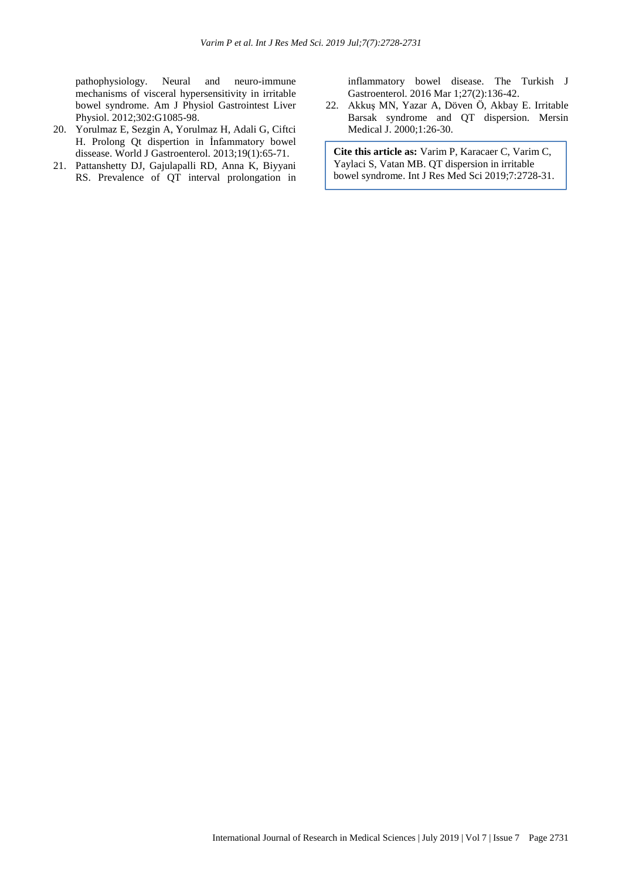pathophysiology. Neural and neuro-immune mechanisms of visceral hypersensitivity in irritable bowel syndrome. Am J Physiol Gastrointest Liver Physiol. 2012;302:G1085-98.

20. Yorulmaz E, Sezgin A, Yorulmaz H, Adali G, Ciftci H. Prolong Qt dispertion in İnfammatory bowel dissease. World J Gastroenterol. 2013;19(1):65-71.
21. Pattanshetty DJ, Gajulapalli RD, Anna K, Biyyani RS. Prevalence of QT interval prolongation in inflammatory bowel disease. The Turkish J Gastroenterol. 2016 Mar 1;27(2):136-42.
22. Akkuş MN, Yazar A, Döven Ö, Akbay E. Irritable Barsak syndrome and QT dispersion. Mersin Medical J. 2000;1:26-30.

**Cite this article as:** Varim P, Karacaer C, Varim C, Yaylaci S, Vatan MB. QT dispersion in irritable bowel syndrome. Int J Res Med Sci 2019;7:2728-31.